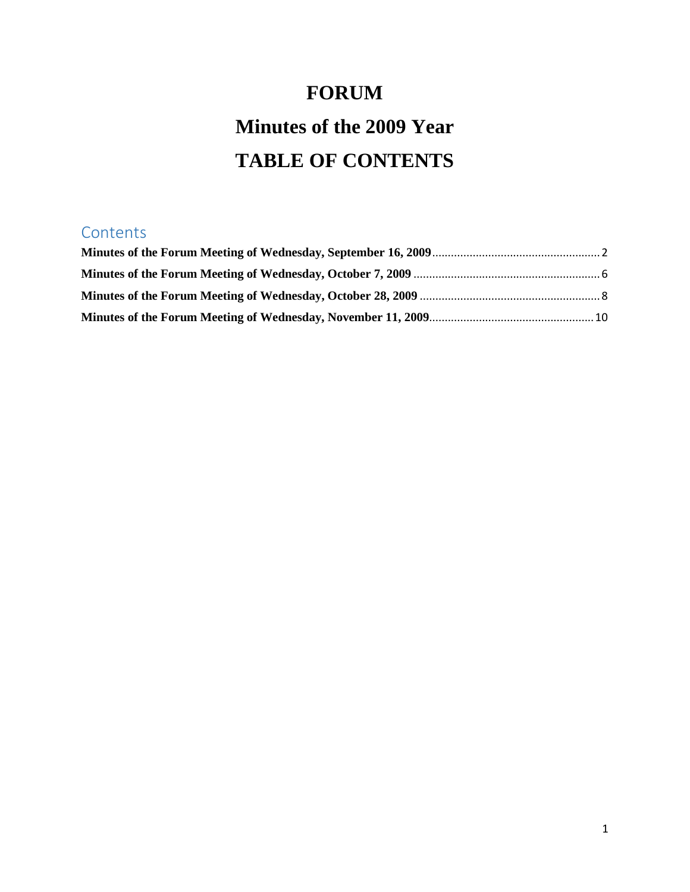# FORUM

# Minutes of the 2009 Year

# TABLE OF CONTENTS

## Contents

**Minutes of the Forum Meeting of Wednesday, September 16, 2009** ........ 2

**Minutes of the Forum Meeting of Wednesday, October 7, 2009** ........ 6

**Minutes of the Forum Meeting of Wednesday, October 28, 2009** ........ 8

**Minutes of the Forum Meeting of Wednesday, November 11, 2009** ........ 10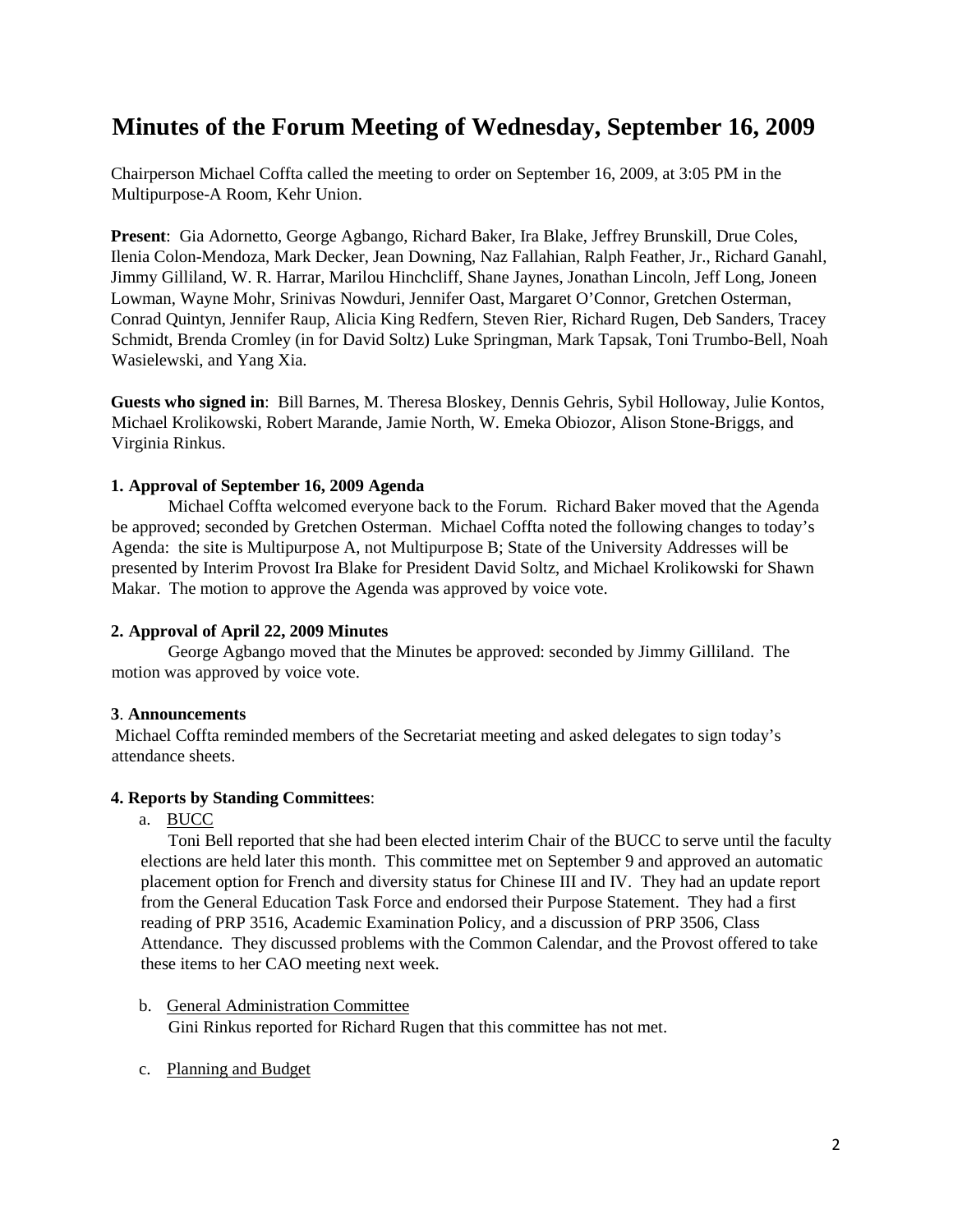# Minutes of the Forum Meeting of Wednesday, September 16, 2009

Chairperson Michael Coffta called the meeting to order on September 16, 2009, at 3:05 PM in the Multipurpose-A Room, Kehr Union.

**Present**: Gia Adornetto, George Agbango, Richard Baker, Ira Blake, Jeffrey Brunskill, Drue Coles, Ilenia Colon-Mendoza, Mark Decker, Jean Downing, Naz Fallahian, Ralph Feather, Jr., Richard Ganahl, Jimmy Gilliland, W. R. Harrar, Marilou Hinchcliff, Shane Jaynes, Jonathan Lincoln, Jeff Long, Joneen Lowman, Wayne Mohr, Srinivas Nowduri, Jennifer Oast, Margaret O'Connor, Gretchen Osterman, Conrad Quintyn, Jennifer Raup, Alicia King Redfern, Steven Rier, Richard Rugen, Deb Sanders, Tracey Schmidt, Brenda Cromley (in for David Soltz) Luke Springman, Mark Tapsak, Toni Trumbo-Bell, Noah Wasielewski, and Yang Xia.

**Guests who signed in**: Bill Barnes, M. Theresa Bloskey, Dennis Gehris, Sybil Holloway, Julie Kontos, Michael Krolikowski, Robert Marande, Jamie North, W. Emeka Obiozor, Alison Stone-Briggs, and Virginia Rinkus.

**1. Approval of September 16, 2009 Agenda**

Michael Coffta welcomed everyone back to the Forum. Richard Baker moved that the Agenda be approved; seconded by Gretchen Osterman. Michael Coffta noted the following changes to today's Agenda: the site is Multipurpose A, not Multipurpose B; State of the University Addresses will be presented by Interim Provost Ira Blake for President David Soltz, and Michael Krolikowski for Shawn Makar. The motion to approve the Agenda was approved by voice vote.

**2. Approval of April 22, 2009 Minutes**

George Agbango moved that the Minutes be approved: seconded by Jimmy Gilliland. The motion was approved by voice vote.

**3**. **Announcements**

Michael Coffta reminded members of the Secretariat meeting and asked delegates to sign today's attendance sheets.

**4. Reports by Standing Committees**:

a. BUCC

Toni Bell reported that she had been elected interim Chair of the BUCC to serve until the faculty elections are held later this month. This committee met on September 9 and approved an automatic placement option for French and diversity status for Chinese III and IV. They had an update report from the General Education Task Force and endorsed their Purpose Statement. They had a first reading of PRP 3516, Academic Examination Policy, and a discussion of PRP 3506, Class Attendance. They discussed problems with the Common Calendar, and the Provost offered to take these items to her CAO meeting next week.

b. General Administration Committee

Gini Rinkus reported for Richard Rugen that this committee has not met.

c. Planning and Budget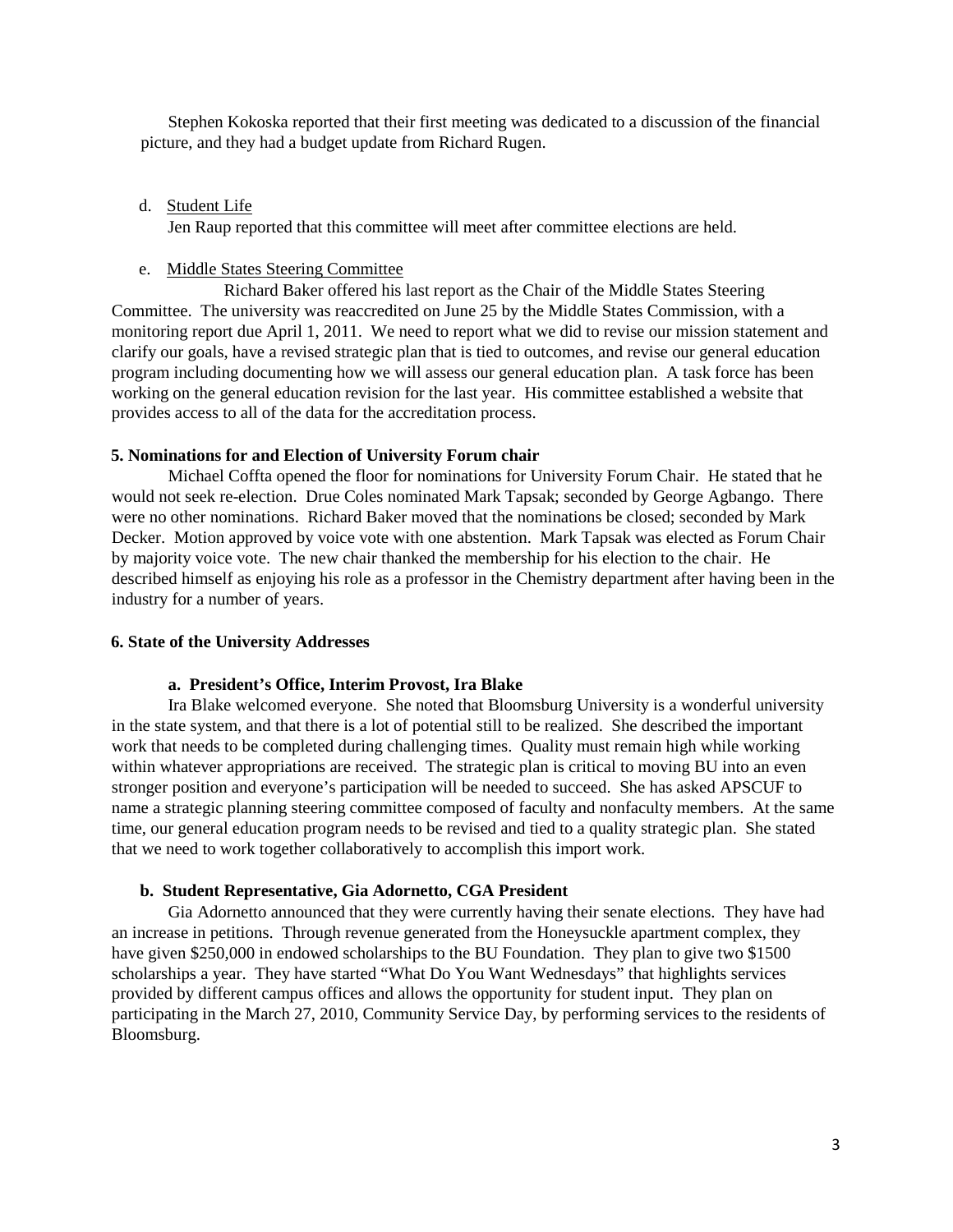Stephen Kokoska reported that their first meeting was dedicated to a discussion of the financial picture, and they had a budget update from Richard Rugen.

d. Student Life

Jen Raup reported that this committee will meet after committee elections are held.

e. Middle States Steering Committee

Richard Baker offered his last report as the Chair of the Middle States Steering Committee. The university was reaccredited on June 25 by the Middle States Commission, with a monitoring report due April 1, 2011. We need to report what we did to revise our mission statement and clarify our goals, have a revised strategic plan that is tied to outcomes, and revise our general education program including documenting how we will assess our general education plan. A task force has been working on the general education revision for the last year. His committee established a website that provides access to all of the data for the accreditation process.

**5. Nominations for and Election of University Forum chair**

Michael Coffta opened the floor for nominations for University Forum Chair. He stated that he would not seek re-election. Drue Coles nominated Mark Tapsak; seconded by George Agbango. There were no other nominations. Richard Baker moved that the nominations be closed; seconded by Mark Decker. Motion approved by voice vote with one abstention. Mark Tapsak was elected as Forum Chair by majority voice vote. The new chair thanked the membership for his election to the chair. He described himself as enjoying his role as a professor in the Chemistry department after having been in the industry for a number of years.

**6. State of the University Addresses**

**a. President's Office, Interim Provost, Ira Blake**

Ira Blake welcomed everyone. She noted that Bloomsburg University is a wonderful university in the state system, and that there is a lot of potential still to be realized. She described the important work that needs to be completed during challenging times. Quality must remain high while working within whatever appropriations are received. The strategic plan is critical to moving BU into an even stronger position and everyone's participation will be needed to succeed. She has asked APSCUF to name a strategic planning steering committee composed of faculty and nonfaculty members. At the same time, our general education program needs to be revised and tied to a quality strategic plan. She stated that we need to work together collaboratively to accomplish this import work.

**b. Student Representative, Gia Adornetto, CGA President**

Gia Adornetto announced that they were currently having their senate elections. They have had an increase in petitions. Through revenue generated from the Honeysuckle apartment complex, they have given $250,000 in endowed scholarships to the BU Foundation. They plan to give two $1500 scholarships a year. They have started "What Do You Want Wednesdays" that highlights services provided by different campus offices and allows the opportunity for student input. They plan on participating in the March 27, 2010, Community Service Day, by performing services to the residents of Bloomsburg.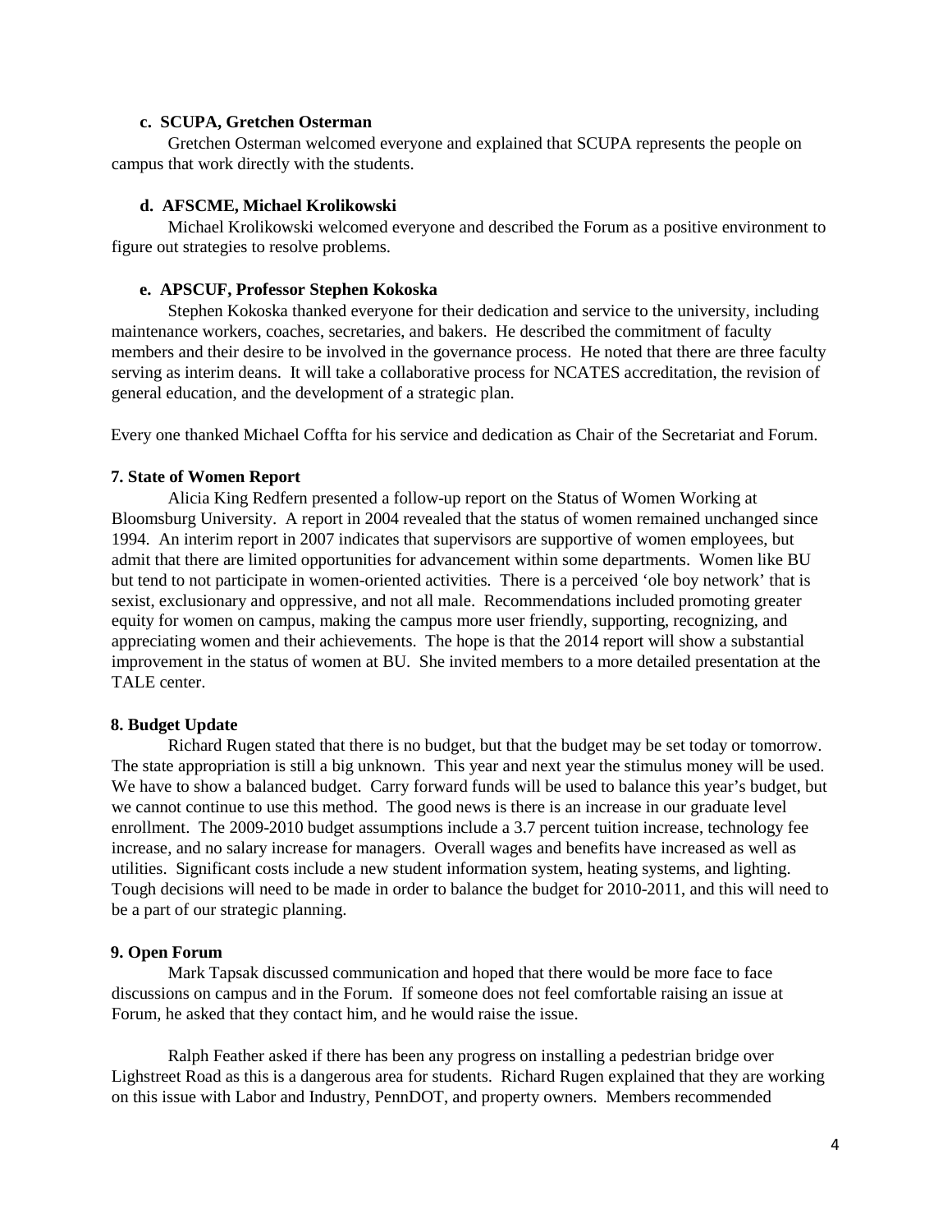**c. SCUPA, Gretchen Osterman**

Gretchen Osterman welcomed everyone and explained that SCUPA represents the people on campus that work directly with the students.

**d. AFSCME, Michael Krolikowski**

Michael Krolikowski welcomed everyone and described the Forum as a positive environment to figure out strategies to resolve problems.

**e. APSCUF, Professor Stephen Kokoska**

Stephen Kokoska thanked everyone for their dedication and service to the university, including maintenance workers, coaches, secretaries, and bakers. He described the commitment of faculty members and their desire to be involved in the governance process. He noted that there are three faculty serving as interim deans. It will take a collaborative process for NCATES accreditation, the revision of general education, and the development of a strategic plan.

Every one thanked Michael Coffta for his service and dedication as Chair of the Secretariat and Forum.

**7. State of Women Report**

Alicia King Redfern presented a follow-up report on the Status of Women Working at Bloomsburg University. A report in 2004 revealed that the status of women remained unchanged since 1994. An interim report in 2007 indicates that supervisors are supportive of women employees, but admit that there are limited opportunities for advancement within some departments. Women like BU but tend to not participate in women-oriented activities. There is a perceived 'ole boy network' that is sexist, exclusionary and oppressive, and not all male. Recommendations included promoting greater equity for women on campus, making the campus more user friendly, supporting, recognizing, and appreciating women and their achievements. The hope is that the 2014 report will show a substantial improvement in the status of women at BU. She invited members to a more detailed presentation at the TALE center.

**8. Budget Update**

Richard Rugen stated that there is no budget, but that the budget may be set today or tomorrow. The state appropriation is still a big unknown. This year and next year the stimulus money will be used. We have to show a balanced budget. Carry forward funds will be used to balance this year's budget, but we cannot continue to use this method. The good news is there is an increase in our graduate level enrollment. The 2009-2010 budget assumptions include a 3.7 percent tuition increase, technology fee increase, and no salary increase for managers. Overall wages and benefits have increased as well as utilities. Significant costs include a new student information system, heating systems, and lighting. Tough decisions will need to be made in order to balance the budget for 2010-2011, and this will need to be a part of our strategic planning.

**9. Open Forum**

Mark Tapsak discussed communication and hoped that there would be more face to face discussions on campus and in the Forum. If someone does not feel comfortable raising an issue at Forum, he asked that they contact him, and he would raise the issue.

Ralph Feather asked if there has been any progress on installing a pedestrian bridge over Lighstreet Road as this is a dangerous area for students. Richard Rugen explained that they are working on this issue with Labor and Industry, PennDOT, and property owners. Members recommended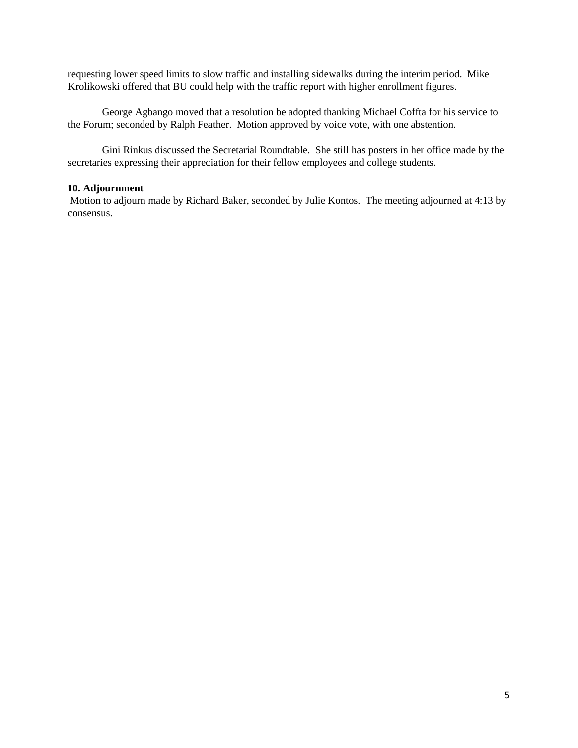requesting lower speed limits to slow traffic and installing sidewalks during the interim period. Mike Krolikowski offered that BU could help with the traffic report with higher enrollment figures.

George Agbango moved that a resolution be adopted thanking Michael Coffta for his service to the Forum; seconded by Ralph Feather. Motion approved by voice vote, with one abstention.

Gini Rinkus discussed the Secretarial Roundtable. She still has posters in her office made by the secretaries expressing their appreciation for their fellow employees and college students.

**10. Adjournment**

Motion to adjourn made by Richard Baker, seconded by Julie Kontos. The meeting adjourned at 4:13 by consensus.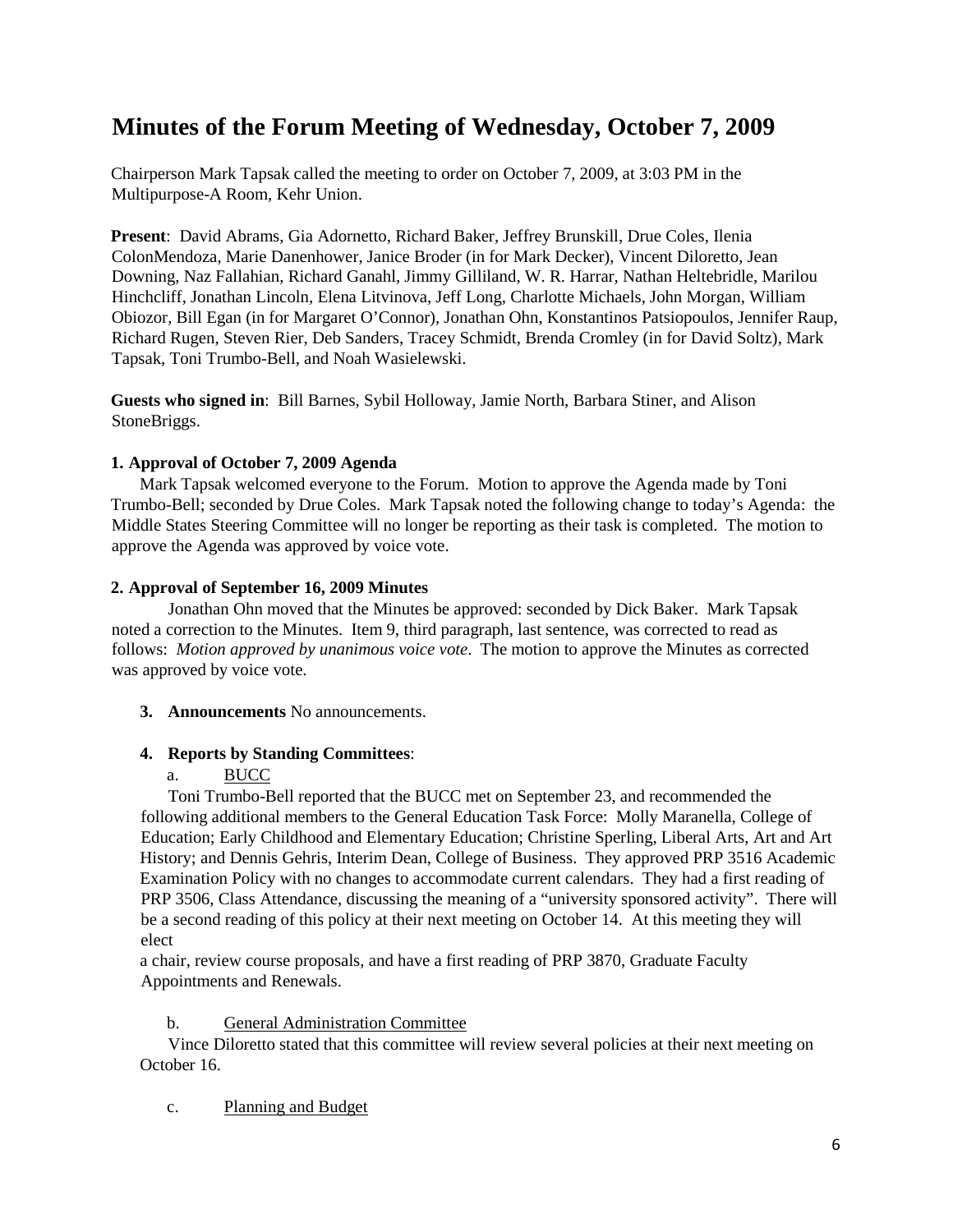# Minutes of the Forum Meeting of Wednesday, October 7, 2009

Chairperson Mark Tapsak called the meeting to order on October 7, 2009, at 3:03 PM in the Multipurpose-A Room, Kehr Union.

**Present**: David Abrams, Gia Adornetto, Richard Baker, Jeffrey Brunskill, Drue Coles, Ilenia ColonMendoza, Marie Danenhower, Janice Broder (in for Mark Decker), Vincent Diloretto, Jean Downing, Naz Fallahian, Richard Ganahl, Jimmy Gilliland, W. R. Harrar, Nathan Heltebridle, Marilou Hinchcliff, Jonathan Lincoln, Elena Litvinova, Jeff Long, Charlotte Michaels, John Morgan, William Obiozor, Bill Egan (in for Margaret O'Connor), Jonathan Ohn, Konstantinos Patsiopoulos, Jennifer Raup, Richard Rugen, Steven Rier, Deb Sanders, Tracey Schmidt, Brenda Cromley (in for David Soltz), Mark Tapsak, Toni Trumbo-Bell, and Noah Wasielewski.

**Guests who signed in**: Bill Barnes, Sybil Holloway, Jamie North, Barbara Stiner, and Alison StoneBriggs.

**1. Approval of October 7, 2009 Agenda**

Mark Tapsak welcomed everyone to the Forum. Motion to approve the Agenda made by Toni Trumbo-Bell; seconded by Drue Coles. Mark Tapsak noted the following change to today's Agenda: the Middle States Steering Committee will no longer be reporting as their task is completed. The motion to approve the Agenda was approved by voice vote.

**2. Approval of September 16, 2009 Minutes**

Jonathan Ohn moved that the Minutes be approved: seconded by Dick Baker. Mark Tapsak noted a correction to the Minutes. Item 9, third paragraph, last sentence, was corrected to read as follows: *Motion approved by unanimous voice vote*. The motion to approve the Minutes as corrected was approved by voice vote.

**3. Announcements** No announcements.

**4. Reports by Standing Committees**:

a. BUCC

Toni Trumbo-Bell reported that the BUCC met on September 23, and recommended the following additional members to the General Education Task Force: Molly Maranella, College of Education; Early Childhood and Elementary Education; Christine Sperling, Liberal Arts, Art and Art History; and Dennis Gehris, Interim Dean, College of Business. They approved PRP 3516 Academic Examination Policy with no changes to accommodate current calendars. They had a first reading of PRP 3506, Class Attendance, discussing the meaning of a "university sponsored activity". There will be a second reading of this policy at their next meeting on October 14. At this meeting they will elect a chair, review course proposals, and have a first reading of PRP 3870, Graduate Faculty Appointments and Renewals.

b. General Administration Committee

Vince Diloretto stated that this committee will review several policies at their next meeting on October 16.

c. Planning and Budget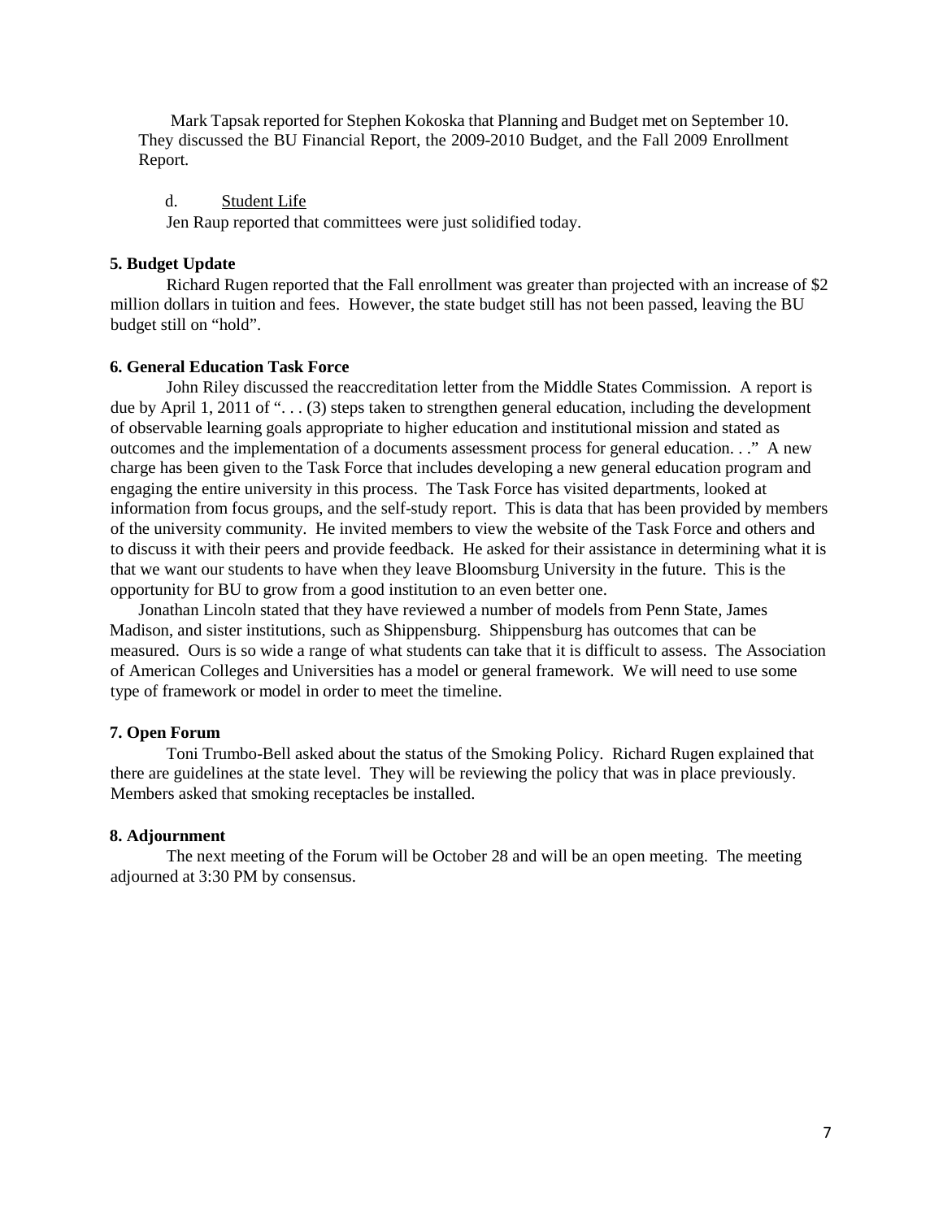Mark Tapsak reported for Stephen Kokoska that Planning and Budget met on September 10. They discussed the BU Financial Report, the 2009-2010 Budget, and the Fall 2009 Enrollment Report.

d. Student Life

Jen Raup reported that committees were just solidified today.

**5. Budget Update**

Richard Rugen reported that the Fall enrollment was greater than projected with an increase of $2 million dollars in tuition and fees. However, the state budget still has not been passed, leaving the BU budget still on "hold".

**6. General Education Task Force**

John Riley discussed the reaccreditation letter from the Middle States Commission. A report is due by April 1, 2011 of ". . . (3) steps taken to strengthen general education, including the development of observable learning goals appropriate to higher education and institutional mission and stated as outcomes and the implementation of a documents assessment process for general education. . ." A new charge has been given to the Task Force that includes developing a new general education program and engaging the entire university in this process. The Task Force has visited departments, looked at information from focus groups, and the self-study report. This is data that has been provided by members of the university community. He invited members to view the website of the Task Force and others and to discuss it with their peers and provide feedback. He asked for their assistance in determining what it is that we want our students to have when they leave Bloomsburg University in the future. This is the opportunity for BU to grow from a good institution to an even better one.

Jonathan Lincoln stated that they have reviewed a number of models from Penn State, James Madison, and sister institutions, such as Shippensburg. Shippensburg has outcomes that can be measured. Ours is so wide a range of what students can take that it is difficult to assess. The Association of American Colleges and Universities has a model or general framework. We will need to use some type of framework or model in order to meet the timeline.

**7. Open Forum**

Toni Trumbo-Bell asked about the status of the Smoking Policy. Richard Rugen explained that there are guidelines at the state level. They will be reviewing the policy that was in place previously. Members asked that smoking receptacles be installed.

**8. Adjournment**

The next meeting of the Forum will be October 28 and will be an open meeting. The meeting adjourned at 3:30 PM by consensus.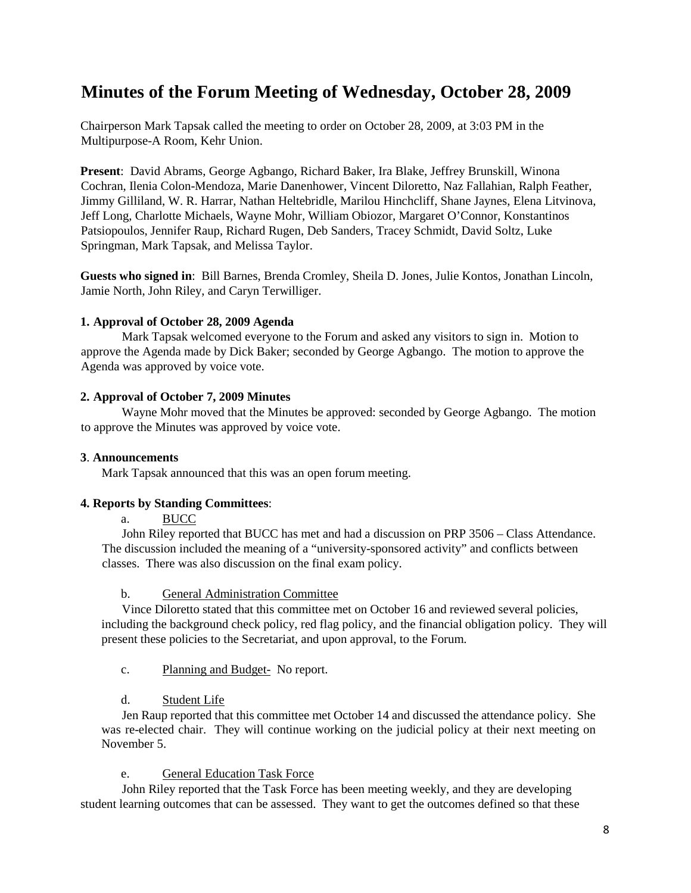# Minutes of the Forum Meeting of Wednesday, October 28, 2009

Chairperson Mark Tapsak called the meeting to order on October 28, 2009, at 3:03 PM in the Multipurpose-A Room, Kehr Union.

**Present**: David Abrams, George Agbango, Richard Baker, Ira Blake, Jeffrey Brunskill, Winona Cochran, Ilenia Colon-Mendoza, Marie Danenhower, Vincent Diloretto, Naz Fallahian, Ralph Feather, Jimmy Gilliland, W. R. Harrar, Nathan Heltebridle, Marilou Hinchcliff, Shane Jaynes, Elena Litvinova, Jeff Long, Charlotte Michaels, Wayne Mohr, William Obiozor, Margaret O'Connor, Konstantinos Patsiopoulos, Jennifer Raup, Richard Rugen, Deb Sanders, Tracey Schmidt, David Soltz, Luke Springman, Mark Tapsak, and Melissa Taylor.

**Guests who signed in**: Bill Barnes, Brenda Cromley, Sheila D. Jones, Julie Kontos, Jonathan Lincoln, Jamie North, John Riley, and Caryn Terwilliger.

**1. Approval of October 28, 2009 Agenda**

Mark Tapsak welcomed everyone to the Forum and asked any visitors to sign in. Motion to approve the Agenda made by Dick Baker; seconded by George Agbango. The motion to approve the Agenda was approved by voice vote.

**2. Approval of October 7, 2009 Minutes**

Wayne Mohr moved that the Minutes be approved: seconded by George Agbango. The motion to approve the Minutes was approved by voice vote.

**3**. **Announcements**

Mark Tapsak announced that this was an open forum meeting.

**4. Reports by Standing Committees**:

a. BUCC

John Riley reported that BUCC has met and had a discussion on PRP 3506 – Class Attendance. The discussion included the meaning of a "university-sponsored activity" and conflicts between classes. There was also discussion on the final exam policy.

b. General Administration Committee

Vince Diloretto stated that this committee met on October 16 and reviewed several policies, including the background check policy, red flag policy, and the financial obligation policy. They will present these policies to the Secretariat, and upon approval, to the Forum.

c. Planning and Budget- No report.

d. Student Life

Jen Raup reported that this committee met October 14 and discussed the attendance policy. She was re-elected chair. They will continue working on the judicial policy at their next meeting on November 5.

e. General Education Task Force

John Riley reported that the Task Force has been meeting weekly, and they are developing student learning outcomes that can be assessed. They want to get the outcomes defined so that these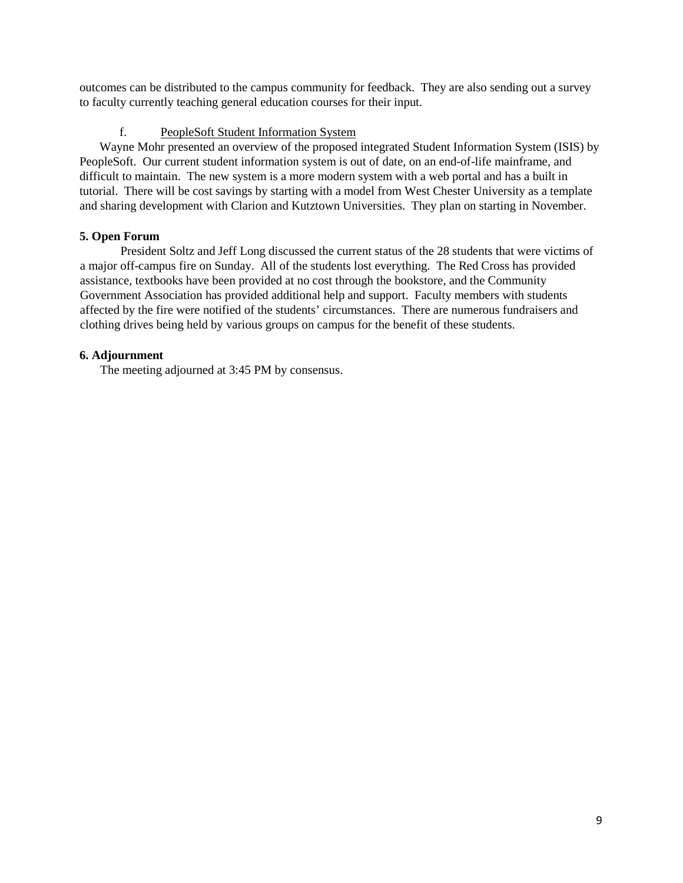outcomes can be distributed to the campus community for feedback. They are also sending out a survey to faculty currently teaching general education courses for their input.

f. <u>PeopleSoft Student Information System</u>

Wayne Mohr presented an overview of the proposed integrated Student Information System (ISIS) by PeopleSoft. Our current student information system is out of date, on an end-of-life mainframe, and difficult to maintain. The new system is a more modern system with a web portal and has a built in tutorial. There will be cost savings by starting with a model from West Chester University as a template and sharing development with Clarion and Kutztown Universities. They plan on starting in November.

**5. Open Forum**

President Soltz and Jeff Long discussed the current status of the 28 students that were victims of a major off-campus fire on Sunday. All of the students lost everything. The Red Cross has provided assistance, textbooks have been provided at no cost through the bookstore, and the Community Government Association has provided additional help and support. Faculty members with students affected by the fire were notified of the students' circumstances. There are numerous fundraisers and clothing drives being held by various groups on campus for the benefit of these students.

**6. Adjournment**

The meeting adjourned at 3:45 PM by consensus.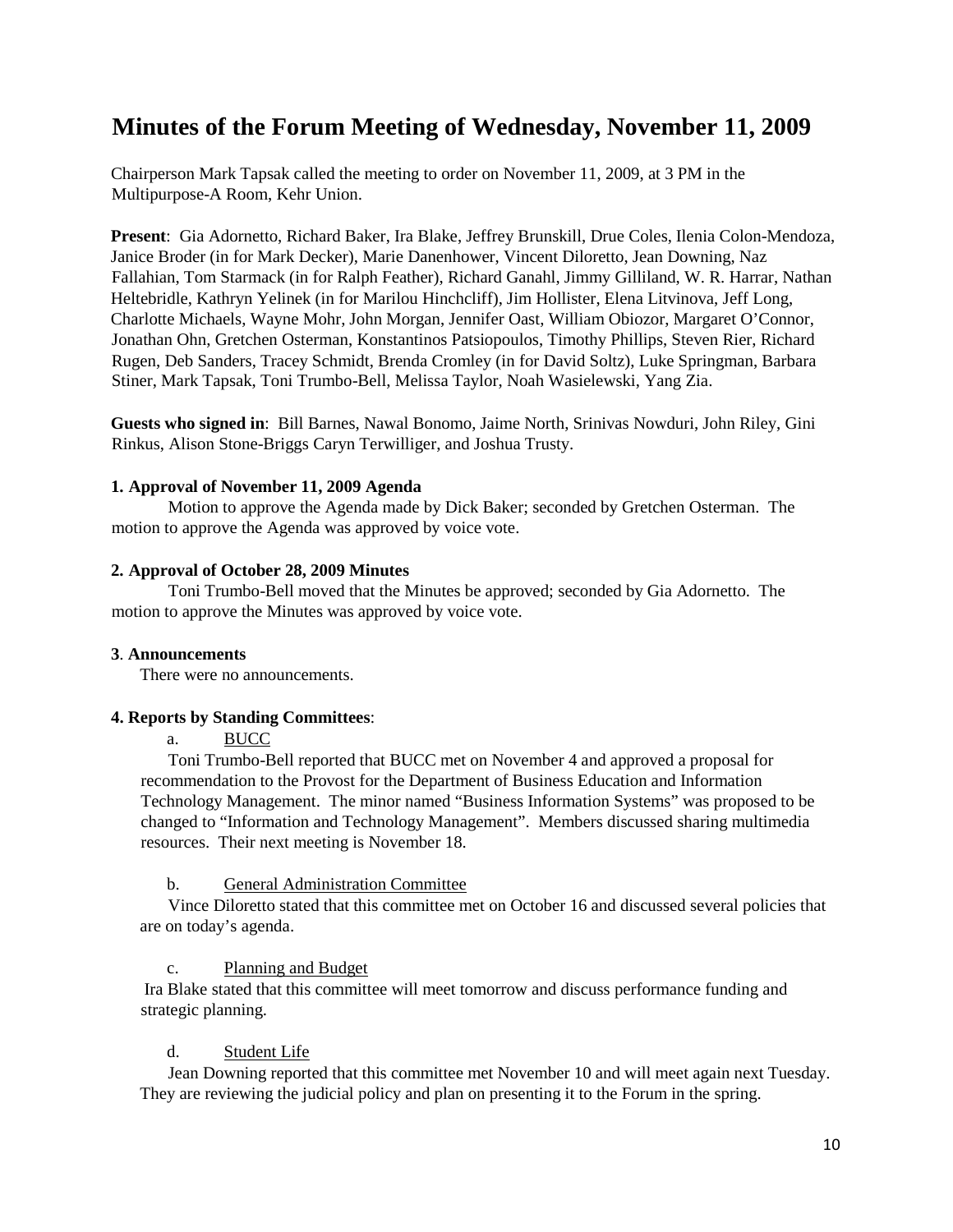# Minutes of the Forum Meeting of Wednesday, November 11, 2009

Chairperson Mark Tapsak called the meeting to order on November 11, 2009, at 3 PM in the Multipurpose-A Room, Kehr Union.

**Present**: Gia Adornetto, Richard Baker, Ira Blake, Jeffrey Brunskill, Drue Coles, Ilenia Colon-Mendoza, Janice Broder (in for Mark Decker), Marie Danenhower, Vincent Diloretto, Jean Downing, Naz Fallahian, Tom Starmack (in for Ralph Feather), Richard Ganahl, Jimmy Gilliland, W. R. Harrar, Nathan Heltebridle, Kathryn Yelinek (in for Marilou Hinchcliff), Jim Hollister, Elena Litvinova, Jeff Long, Charlotte Michaels, Wayne Mohr, John Morgan, Jennifer Oast, William Obiozor, Margaret O'Connor, Jonathan Ohn, Gretchen Osterman, Konstantinos Patsiopoulos, Timothy Phillips, Steven Rier, Richard Rugen, Deb Sanders, Tracey Schmidt, Brenda Cromley (in for David Soltz), Luke Springman, Barbara Stiner, Mark Tapsak, Toni Trumbo-Bell, Melissa Taylor, Noah Wasielewski, Yang Zia.

**Guests who signed in**: Bill Barnes, Nawal Bonomo, Jaime North, Srinivas Nowduri, John Riley, Gini Rinkus, Alison Stone-Briggs Caryn Terwilliger, and Joshua Trusty.

**1. Approval of November 11, 2009 Agenda**

Motion to approve the Agenda made by Dick Baker; seconded by Gretchen Osterman. The motion to approve the Agenda was approved by voice vote.

**2. Approval of October 28, 2009 Minutes**

Toni Trumbo-Bell moved that the Minutes be approved; seconded by Gia Adornetto. The motion to approve the Minutes was approved by voice vote.

**3**. **Announcements**

There were no announcements.

**4. Reports by Standing Committees**:

a. BUCC

Toni Trumbo-Bell reported that BUCC met on November 4 and approved a proposal for recommendation to the Provost for the Department of Business Education and Information Technology Management. The minor named "Business Information Systems" was proposed to be changed to "Information and Technology Management". Members discussed sharing multimedia resources. Their next meeting is November 18.

b. General Administration Committee

Vince Diloretto stated that this committee met on October 16 and discussed several policies that are on today's agenda.

c. Planning and Budget

Ira Blake stated that this committee will meet tomorrow and discuss performance funding and strategic planning.

d. Student Life

Jean Downing reported that this committee met November 10 and will meet again next Tuesday. They are reviewing the judicial policy and plan on presenting it to the Forum in the spring.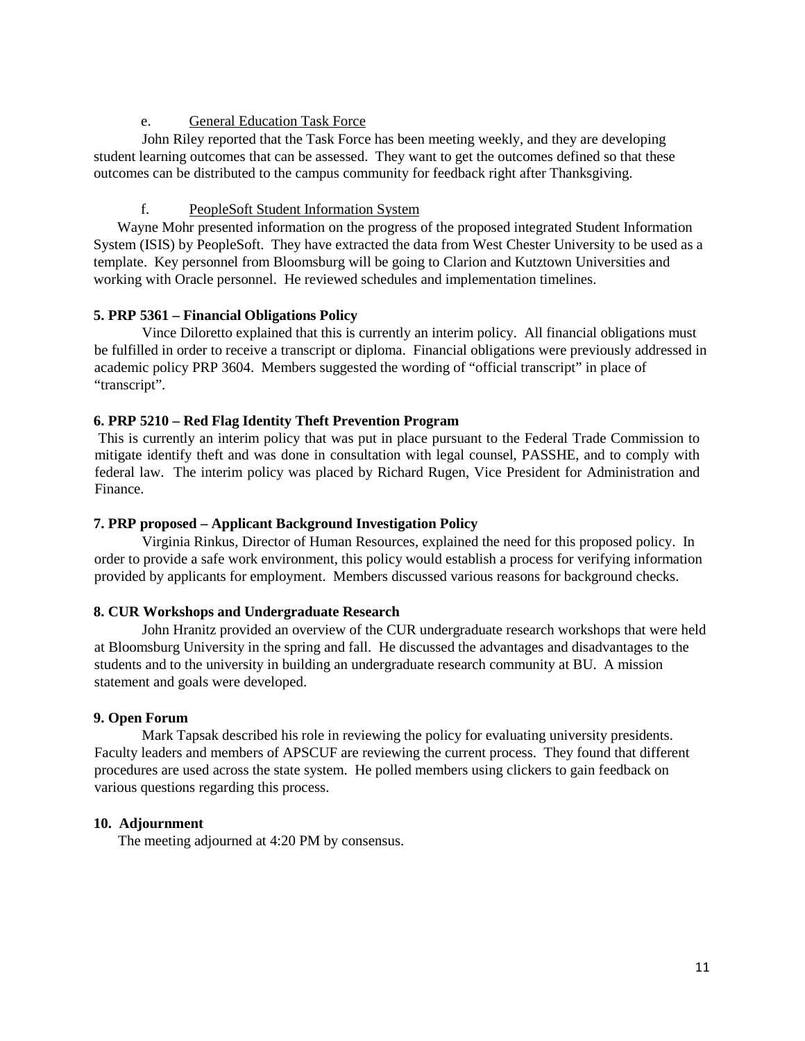e. General Education Task Force

John Riley reported that the Task Force has been meeting weekly, and they are developing student learning outcomes that can be assessed. They want to get the outcomes defined so that these outcomes can be distributed to the campus community for feedback right after Thanksgiving.

f. PeopleSoft Student Information System

Wayne Mohr presented information on the progress of the proposed integrated Student Information System (ISIS) by PeopleSoft. They have extracted the data from West Chester University to be used as a template. Key personnel from Bloomsburg will be going to Clarion and Kutztown Universities and working with Oracle personnel. He reviewed schedules and implementation timelines.

**5. PRP 5361 – Financial Obligations Policy**

Vince Diloretto explained that this is currently an interim policy. All financial obligations must be fulfilled in order to receive a transcript or diploma. Financial obligations were previously addressed in academic policy PRP 3604. Members suggested the wording of "official transcript" in place of "transcript".

**6. PRP 5210 – Red Flag Identity Theft Prevention Program**

This is currently an interim policy that was put in place pursuant to the Federal Trade Commission to mitigate identify theft and was done in consultation with legal counsel, PASSHE, and to comply with federal law. The interim policy was placed by Richard Rugen, Vice President for Administration and Finance.

**7. PRP proposed – Applicant Background Investigation Policy**

Virginia Rinkus, Director of Human Resources, explained the need for this proposed policy. In order to provide a safe work environment, this policy would establish a process for verifying information provided by applicants for employment. Members discussed various reasons for background checks.

**8. CUR Workshops and Undergraduate Research**

John Hranitz provided an overview of the CUR undergraduate research workshops that were held at Bloomsburg University in the spring and fall. He discussed the advantages and disadvantages to the students and to the university in building an undergraduate research community at BU. A mission statement and goals were developed.

**9. Open Forum**

Mark Tapsak described his role in reviewing the policy for evaluating university presidents. Faculty leaders and members of APSCUF are reviewing the current process. They found that different procedures are used across the state system. He polled members using clickers to gain feedback on various questions regarding this process.

**10. Adjournment**

The meeting adjourned at 4:20 PM by consensus.